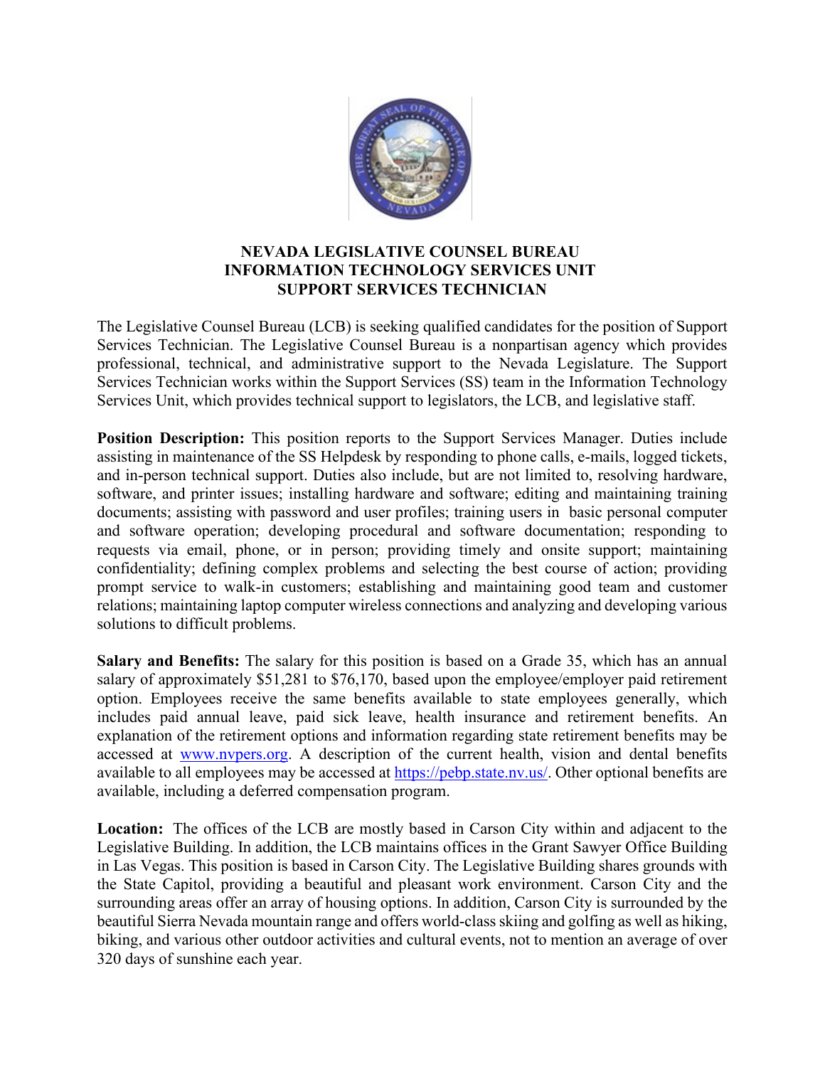# NEVADA LEGISLATIVE COUNSEL BUREAU
## INFORMATION TECHNOLOGY SERVICES UNIT
## SUPPORT SERVICES TECHNICIAN

The Legislative Counsel Bureau (LCB) is seeking qualified candidates for the position of Support Services Technician. The Legislative Counsel Bureau is a nonpartisan agency which provides professional, technical, and administrative support to the Nevada Legislature. The Support Services Technician works within the Support Services (SS) team in the Information Technology Services Unit, which provides technical support to legislators, the LCB, and legislative staff.

**Position Description:** This position reports to the Support Services Manager. Duties include assisting in maintenance of the SS Helpdesk by responding to phone calls, e-mails, logged tickets, and in-person technical support. Duties also include, but are not limited to, resolving hardware, software, and printer issues; installing hardware and software; editing and maintaining training documents; assisting with password and user profiles; training users in basic personal computer and software operation; developing procedural and software documentation; responding to requests via email, phone, or in person; providing timely and onsite support; maintaining confidentiality; defining complex problems and selecting the best course of action; providing prompt service to walk-in customers; establishing and maintaining good team and customer relations; maintaining laptop computer wireless connections and analyzing and developing various solutions to difficult problems.

**Salary and Benefits:** The salary for this position is based on a Grade 35, which has an annual salary of approximately $51,281 to $76,170, based upon the employee/employer paid retirement option. Employees receive the same benefits available to state employees generally, which includes paid annual leave, paid sick leave, health insurance and retirement benefits. An explanation of the retirement options and information regarding state retirement benefits may be accessed at [www.nvpers.org](http://www.nvpers.org). A description of the current health, vision and dental benefits available to all employees may be accessed at [https://pebp.state.nv.us/](https://pebp.state.nv.us/). Other optional benefits are available, including a deferred compensation program.

**Location:** The offices of the LCB are mostly based in Carson City within and adjacent to the Legislative Building. In addition, the LCB maintains offices in the Grant Sawyer Office Building in Las Vegas. This position is based in Carson City. The Legislative Building shares grounds with the State Capitol, providing a beautiful and pleasant work environment. Carson City and the surrounding areas offer an array of housing options. In addition, Carson City is surrounded by the beautiful Sierra Nevada mountain range and offers world-class skiing and golfing as well as hiking, biking, and various other outdoor activities and cultural events, not to mention an average of over 320 days of sunshine each year.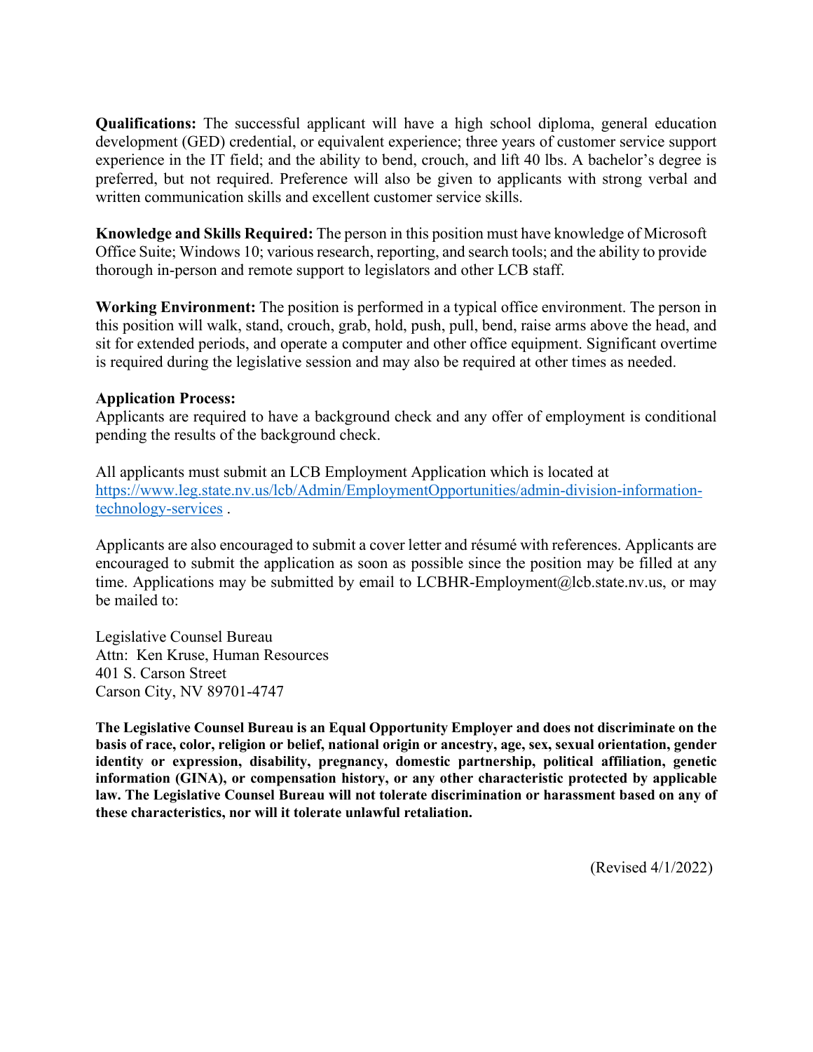**Qualifications:** The successful applicant will have a high school diploma, general education development (GED) credential, or equivalent experience; three years of customer service support experience in the IT field; and the ability to bend, crouch, and lift 40 lbs. A bachelor's degree is preferred, but not required. Preference will also be given to applicants with strong verbal and written communication skills and excellent customer service skills.

**Knowledge and Skills Required:** The person in this position must have knowledge of Microsoft Office Suite; Windows 10; various research, reporting, and search tools; and the ability to provide thorough in-person and remote support to legislators and other LCB staff.

**Working Environment:** The position is performed in a typical office environment. The person in this position will walk, stand, crouch, grab, hold, push, pull, bend, raise arms above the head, and sit for extended periods, and operate a computer and other office equipment. Significant overtime is required during the legislative session and may also be required at other times as needed.

**Application Process:**

Applicants are required to have a background check and any offer of employment is conditional pending the results of the background check.

All applicants must submit an LCB Employment Application which is located at [https://www.leg.state.nv.us/lcb/Admin/EmploymentOpportunities/admin-division-information-technology-services](https://www.leg.state.nv.us/lcb/Admin/EmploymentOpportunities/admin-division-information-technology-services) .

Applicants are also encouraged to submit a cover letter and résumé with references. Applicants are encouraged to submit the application as soon as possible since the position may be filled at any time. Applications may be submitted by email to LCBHR-Employment@lcb.state.nv.us, or may be mailed to:

Legislative Counsel Bureau  
Attn: Ken Kruse, Human Resources  
401 S. Carson Street  
Carson City, NV 89701-4747

**The Legislative Counsel Bureau is an Equal Opportunity Employer and does not discriminate on the basis of race, color, religion or belief, national origin or ancestry, age, sex, sexual orientation, gender identity or expression, disability, pregnancy, domestic partnership, political affiliation, genetic information (GINA), or compensation history, or any other characteristic protected by applicable law. The Legislative Counsel Bureau will not tolerate discrimination or harassment based on any of these characteristics, nor will it tolerate unlawful retaliation.**

(Revised 4/1/2022)